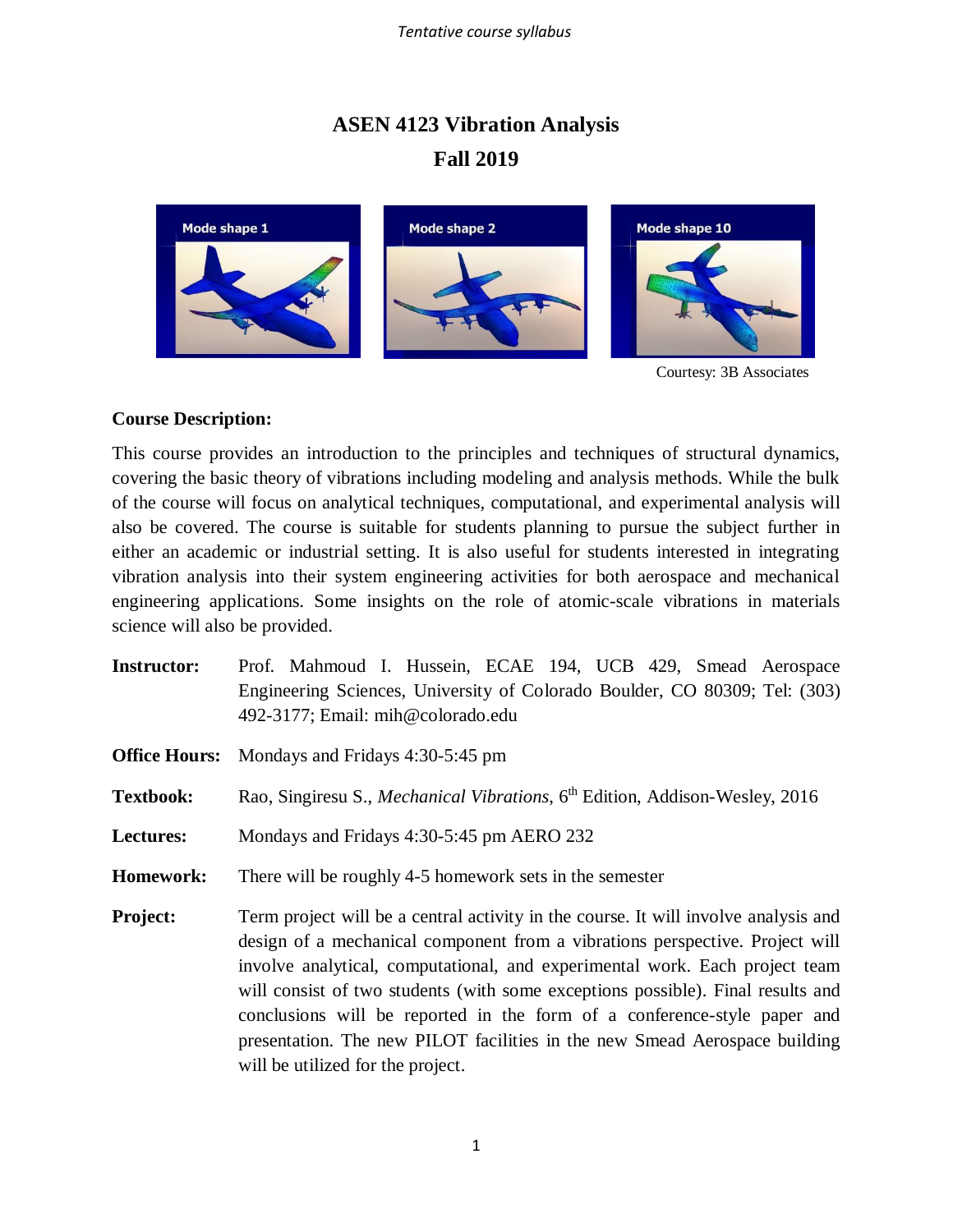*Tentative course syllabus*

# ASEN 4123 Vibration Analysis
## Fall 2019

Courtesy: 3B Associates

**Course Description:**

This course provides an introduction to the principles and techniques of structural dynamics, covering the basic theory of vibrations including modeling and analysis methods. While the bulk of the course will focus on analytical techniques, computational, and experimental analysis will also be covered. The course is suitable for students planning to pursue the subject further in either an academic or industrial setting. It is also useful for students interested in integrating vibration analysis into their system engineering activities for both aerospace and mechanical engineering applications. Some insights on the role of atomic-scale vibrations in materials science will also be provided.

**Instructor:** Prof. Mahmoud I. Hussein, ECAE 194, UCB 429, Smead Aerospace Engineering Sciences, University of Colorado Boulder, CO 80309; Tel: (303) 492-3177; Email: mih@colorado.edu

**Office Hours:** Mondays and Fridays 4:30-5:45 pm

**Textbook:** Rao, Singiresu S., *Mechanical Vibrations*, 6th Edition, Addison-Wesley, 2016

**Lectures:** Mondays and Fridays 4:30-5:45 pm AERO 232

**Homework:** There will be roughly 4-5 homework sets in the semester

**Project:** Term project will be a central activity in the course. It will involve analysis and design of a mechanical component from a vibrations perspective. Project will involve analytical, computational, and experimental work. Each project team will consist of two students (with some exceptions possible). Final results and conclusions will be reported in the form of a conference-style paper and presentation. The new PILOT facilities in the new Smead Aerospace building will be utilized for the project.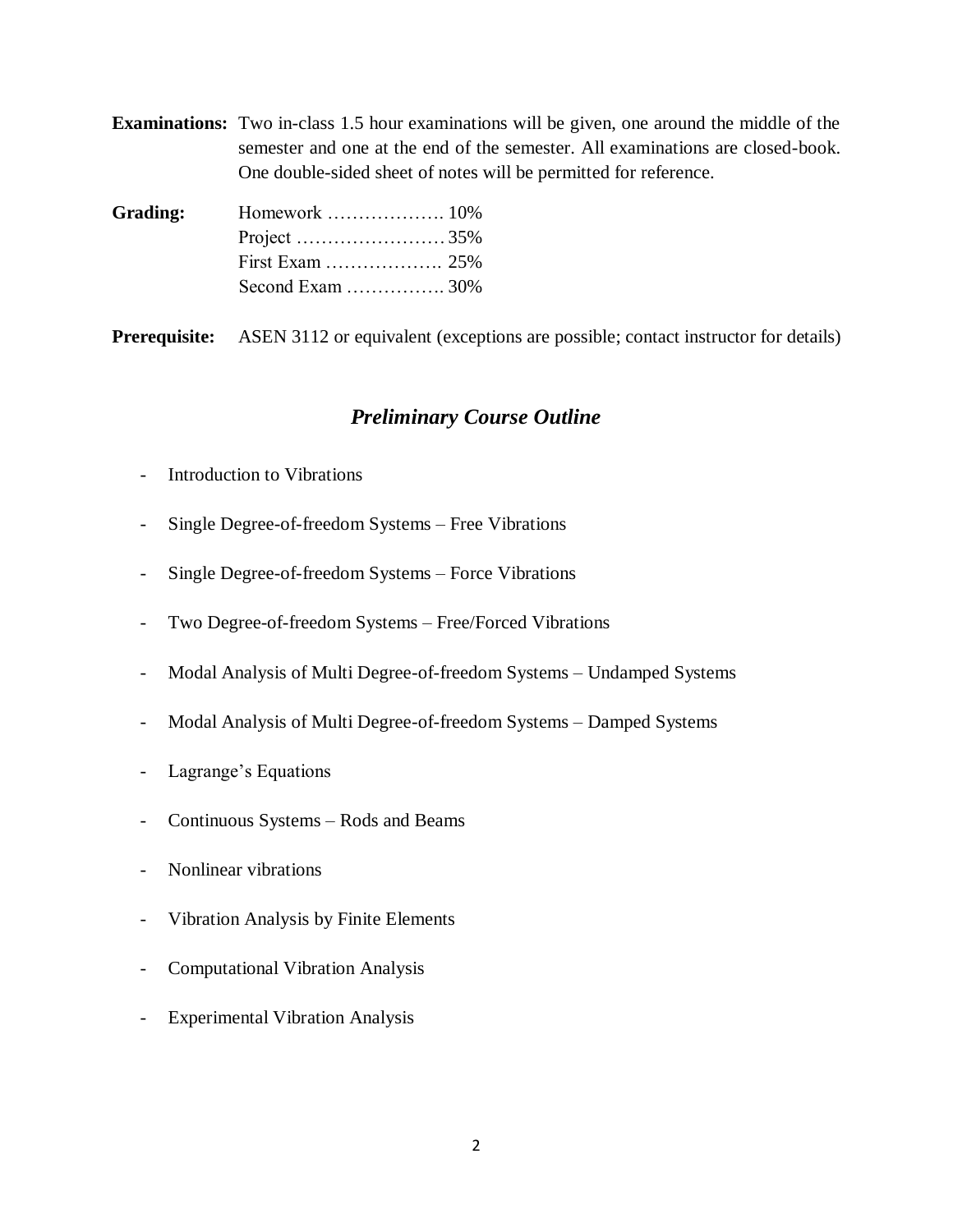**Examinations:** Two in-class 1.5 hour examinations will be given, one around the middle of the semester and one at the end of the semester. All examinations are closed-book. One double-sided sheet of notes will be permitted for reference.

**Grading:**

Homework ………………. 10%
Project …………………… 35%
First Exam ………………. 25%
Second Exam ……………. 30%

**Prerequisite:** ASEN 3112 or equivalent (exceptions are possible; contact instructor for details)

## *Preliminary Course Outline*

- Introduction to Vibrations
- Single Degree-of-freedom Systems – Free Vibrations
- Single Degree-of-freedom Systems – Force Vibrations
- Two Degree-of-freedom Systems – Free/Forced Vibrations
- Modal Analysis of Multi Degree-of-freedom Systems – Undamped Systems
- Modal Analysis of Multi Degree-of-freedom Systems – Damped Systems
- Lagrange's Equations
- Continuous Systems – Rods and Beams
- Nonlinear vibrations
- Vibration Analysis by Finite Elements
- Computational Vibration Analysis
- Experimental Vibration Analysis